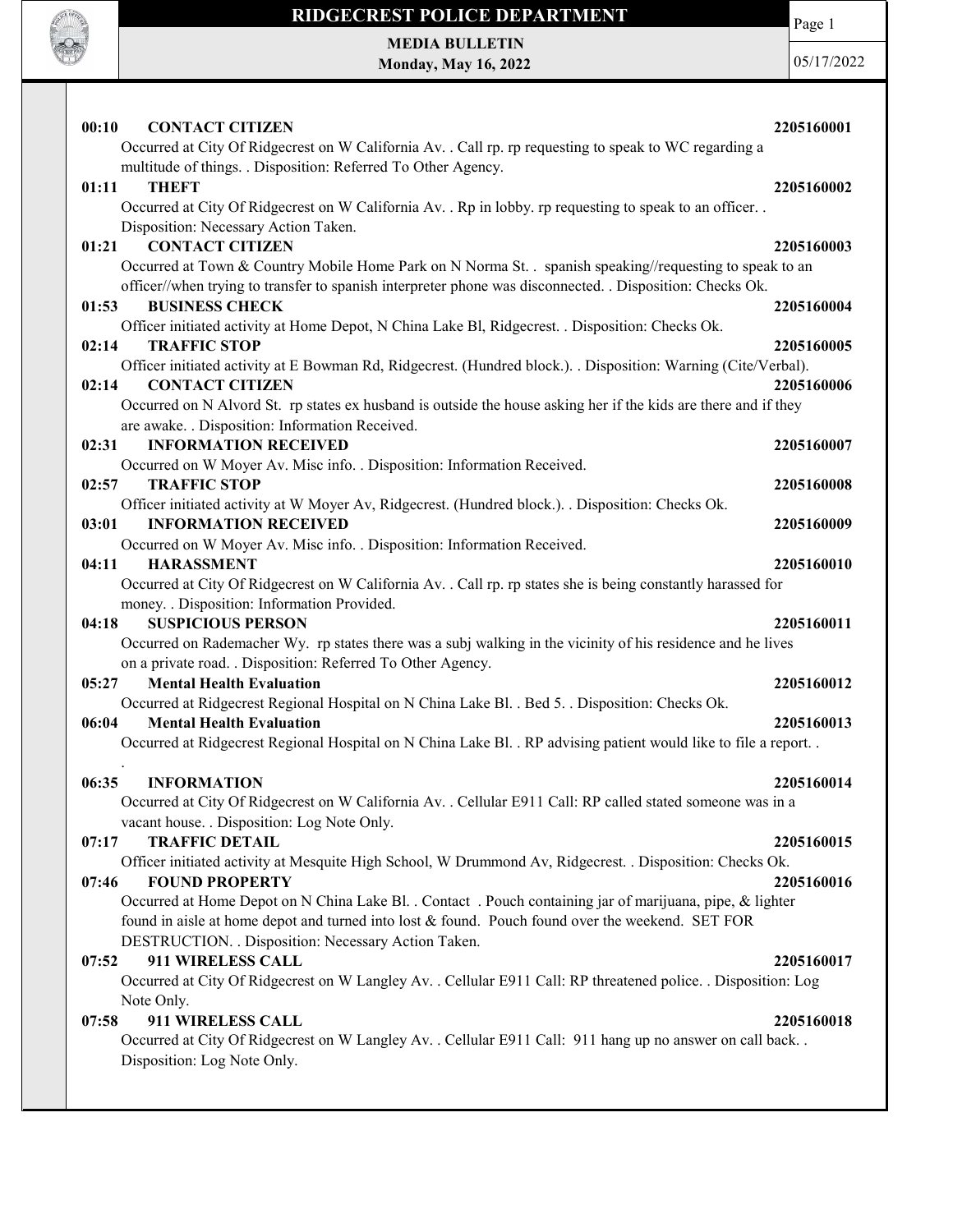# RIDGECREST POLICE DEPARTMENT

**MEDIA BULLETIN**
**Monday, May 16, 2022**

05/17/2022

**00:10 CONTACT CITIZEN** **2205160001**
Occurred at City Of Ridgecrest on W California Av. . Call rp. rp requesting to speak to WC regarding a multitude of things. . Disposition: Referred To Other Agency.

**01:11 THEFT** **2205160002**
Occurred at City Of Ridgecrest on W California Av. . Rp in lobby. rp requesting to speak to an officer. . Disposition: Necessary Action Taken.

**01:21 CONTACT CITIZEN** **2205160003**
Occurred at Town & Country Mobile Home Park on N Norma St. . spanish speaking//requesting to speak to an officer//when trying to transfer to spanish interpreter phone was disconnected. . Disposition: Checks Ok.

**01:53 BUSINESS CHECK** **2205160004**
Officer initiated activity at Home Depot, N China Lake Bl, Ridgecrest. . Disposition: Checks Ok.

**02:14 TRAFFIC STOP** **2205160005**
Officer initiated activity at E Bowman Rd, Ridgecrest. (Hundred block.). . Disposition: Warning (Cite/Verbal).

**02:14 CONTACT CITIZEN** **2205160006**
Occurred on N Alvord St. rp states ex husband is outside the house asking her if the kids are there and if they are awake. . Disposition: Information Received.

**02:31 INFORMATION RECEIVED** **2205160007**
Occurred on W Moyer Av. Misc info. . Disposition: Information Received.

**02:57 TRAFFIC STOP** **2205160008**
Officer initiated activity at W Moyer Av, Ridgecrest. (Hundred block.). . Disposition: Checks Ok.

**03:01 INFORMATION RECEIVED** **2205160009**
Occurred on W Moyer Av. Misc info. . Disposition: Information Received.

**04:11 HARASSMENT** **2205160010**
Occurred at City Of Ridgecrest on W California Av. . Call rp. rp states she is being constantly harassed for money. . Disposition: Information Provided.

**04:18 SUSPICIOUS PERSON** **2205160011**
Occurred on Rademacher Wy. rp states there was a subj walking in the vicinity of his residence and he lives on a private road. . Disposition: Referred To Other Agency.

**05:27 Mental Health Evaluation** **2205160012**
Occurred at Ridgecrest Regional Hospital on N China Lake Bl. . Bed 5. . Disposition: Checks Ok.

**06:04 Mental Health Evaluation** **2205160013**
Occurred at Ridgecrest Regional Hospital on N China Lake Bl. . RP advising patient would like to file a report. . .

**06:35 INFORMATION** **2205160014**
Occurred at City Of Ridgecrest on W California Av. . Cellular E911 Call: RP called stated someone was in a vacant house. . Disposition: Log Note Only.

**07:17 TRAFFIC DETAIL** **2205160015**
Officer initiated activity at Mesquite High School, W Drummond Av, Ridgecrest. . Disposition: Checks Ok.

**07:46 FOUND PROPERTY** **2205160016**
Occurred at Home Depot on N China Lake Bl. . Contact . Pouch containing jar of marijuana, pipe, & lighter found in aisle at home depot and turned into lost & found. Pouch found over the weekend. SET FOR DESTRUCTION. . Disposition: Necessary Action Taken.

**07:52 911 WIRELESS CALL** **2205160017**
Occurred at City Of Ridgecrest on W Langley Av. . Cellular E911 Call: RP threatened police. . Disposition: Log Note Only.

**07:58 911 WIRELESS CALL** **2205160018**
Occurred at City Of Ridgecrest on W Langley Av. . Cellular E911 Call: 911 hang up no answer on call back. . Disposition: Log Note Only.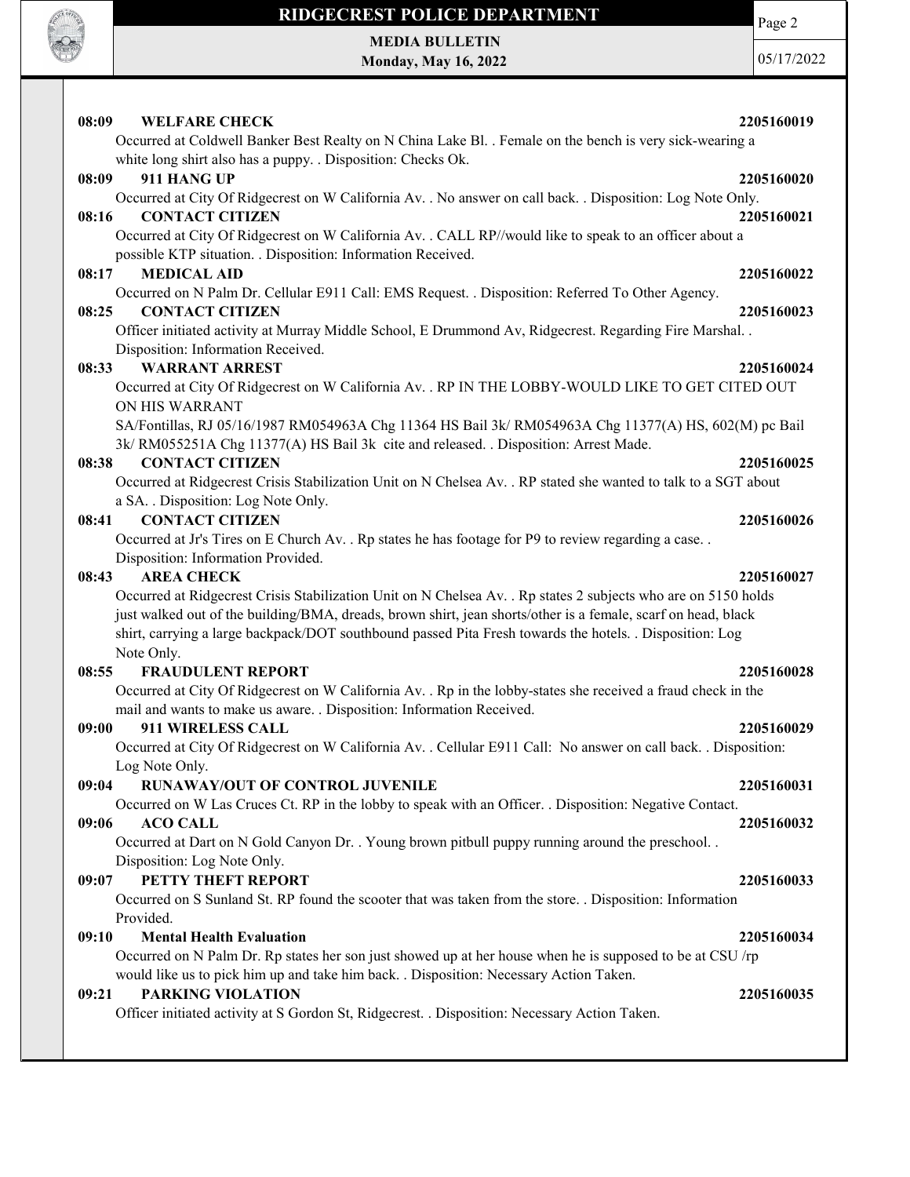**08:09 WELFARE CHECK 2205160019**

Occurred at Coldwell Banker Best Realty on N China Lake Bl. . Female on the bench is very sick-wearing a white long shirt also has a puppy. . Disposition: Checks Ok.

**08:09 911 HANG UP 2205160020**

Occurred at City Of Ridgecrest on W California Av. . No answer on call back. . Disposition: Log Note Only.

**08:16 CONTACT CITIZEN 2205160021**

Occurred at City Of Ridgecrest on W California Av. . CALL RP//would like to speak to an officer about a possible KTP situation. . Disposition: Information Received.

**08:17 MEDICAL AID 2205160022**

Occurred on N Palm Dr. Cellular E911 Call: EMS Request. . Disposition: Referred To Other Agency.

**08:25 CONTACT CITIZEN 2205160023**

Officer initiated activity at Murray Middle School, E Drummond Av, Ridgecrest. Regarding Fire Marshal. . Disposition: Information Received.

**08:33 WARRANT ARREST 2205160024**

Occurred at City Of Ridgecrest on W California Av. . RP IN THE LOBBY-WOULD LIKE TO GET CITED OUT ON HIS WARRANT

SA/Fontillas, RJ 05/16/1987 RM054963A Chg 11364 HS Bail 3k/ RM054963A Chg 11377(A) HS, 602(M) pc Bail 3k/ RM055251A Chg 11377(A) HS Bail 3k cite and released. . Disposition: Arrest Made.

**08:38 CONTACT CITIZEN 2205160025**

Occurred at Ridgecrest Crisis Stabilization Unit on N Chelsea Av. . RP stated she wanted to talk to a SGT about a SA. . Disposition: Log Note Only.

**08:41 CONTACT CITIZEN 2205160026**

Occurred at Jr's Tires on E Church Av. . Rp states he has footage for P9 to review regarding a case. . Disposition: Information Provided.

**08:43 AREA CHECK 2205160027**

Occurred at Ridgecrest Crisis Stabilization Unit on N Chelsea Av. . Rp states 2 subjects who are on 5150 holds just walked out of the building/BMA, dreads, brown shirt, jean shorts/other is a female, scarf on head, black shirt, carrying a large backpack/DOT southbound passed Pita Fresh towards the hotels. . Disposition: Log Note Only.

**08:55 FRAUDULENT REPORT 2205160028**

Occurred at City Of Ridgecrest on W California Av. . Rp in the lobby-states she received a fraud check in the mail and wants to make us aware. . Disposition: Information Received.

**09:00 911 WIRELESS CALL 2205160029**

Occurred at City Of Ridgecrest on W California Av. . Cellular E911 Call: No answer on call back. . Disposition: Log Note Only.

**09:04 RUNAWAY/OUT OF CONTROL JUVENILE 2205160031**

Occurred on W Las Cruces Ct. RP in the lobby to speak with an Officer. . Disposition: Negative Contact.

**09:06 ACO CALL 2205160032**

Occurred at Dart on N Gold Canyon Dr. . Young brown pitbull puppy running around the preschool. . Disposition: Log Note Only.

**09:07 PETTY THEFT REPORT 2205160033**

Occurred on S Sunland St. RP found the scooter that was taken from the store. . Disposition: Information Provided.

**09:10 Mental Health Evaluation 2205160034**

Occurred on N Palm Dr. Rp states her son just showed up at her house when he is supposed to be at CSU /rp would like us to pick him up and take him back. . Disposition: Necessary Action Taken.

**09:21 PARKING VIOLATION 2205160035**

Officer initiated activity at S Gordon St, Ridgecrest. . Disposition: Necessary Action Taken.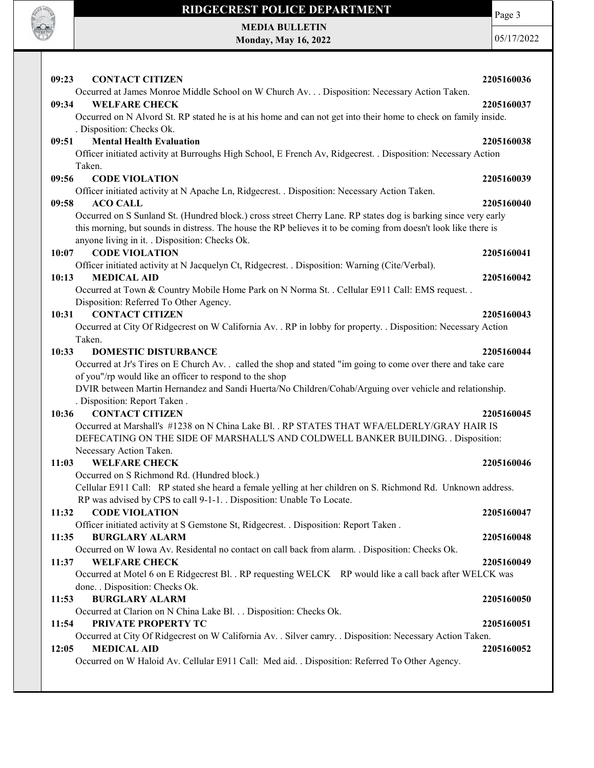**09:23 CONTACT CITIZEN** 2205160036

Occurred at James Monroe Middle School on W Church Av. . . Disposition: Necessary Action Taken.

**09:34 WELFARE CHECK** 2205160037

Occurred on N Alvord St. RP stated he is at his home and can not get into their home to check on family inside. . Disposition: Checks Ok.

**09:51 Mental Health Evaluation** 2205160038

Officer initiated activity at Burroughs High School, E French Av, Ridgecrest. . Disposition: Necessary Action Taken.

**09:56 CODE VIOLATION** 2205160039

Officer initiated activity at N Apache Ln, Ridgecrest. . Disposition: Necessary Action Taken.

**09:58 ACO CALL** 2205160040

Occurred on S Sunland St. (Hundred block.) cross street Cherry Lane. RP states dog is barking since very early this morning, but sounds in distress. The house the RP believes it to be coming from doesn't look like there is anyone living in it. . Disposition: Checks Ok.

**10:07 CODE VIOLATION** 2205160041

Officer initiated activity at N Jacquelyn Ct, Ridgecrest. . Disposition: Warning (Cite/Verbal).

**10:13 MEDICAL AID** 2205160042

Occurred at Town & Country Mobile Home Park on N Norma St. . Cellular E911 Call: EMS request. . Disposition: Referred To Other Agency.

**10:31 CONTACT CITIZEN** 2205160043

Occurred at City Of Ridgecrest on W California Av. . RP in lobby for property. . Disposition: Necessary Action Taken.

**10:33 DOMESTIC DISTURBANCE** 2205160044

Occurred at Jr's Tires on E Church Av. . called the shop and stated "im going to come over there and take care of you"/rp would like an officer to respond to the shop
DVIR between Martin Hernandez and Sandi Huerta/No Children/Cohab/Arguing over vehicle and relationship. . Disposition: Report Taken .

**10:36 CONTACT CITIZEN** 2205160045

Occurred at Marshall's #1238 on N China Lake Bl. . RP STATES THAT WFA/ELDERLY/GRAY HAIR IS DEFECATING ON THE SIDE OF MARSHALL'S AND COLDWELL BANKER BUILDING. . Disposition: Necessary Action Taken.

**11:03 WELFARE CHECK** 2205160046

Occurred on S Richmond Rd. (Hundred block.)
Cellular E911 Call: RP stated she heard a female yelling at her children on S. Richmond Rd. Unknown address. RP was advised by CPS to call 9-1-1. . Disposition: Unable To Locate.

**11:32 CODE VIOLATION** 2205160047

Officer initiated activity at S Gemstone St, Ridgecrest. . Disposition: Report Taken .

**11:35 BURGLARY ALARM** 2205160048

Occurred on W Iowa Av. Residental no contact on call back from alarm. . Disposition: Checks Ok.

**11:37 WELFARE CHECK** 2205160049

Occurred at Motel 6 on E Ridgecrest Bl. . RP requesting WELCK RP would like a call back after WELCK was done. . Disposition: Checks Ok.

**11:53 BURGLARY ALARM** 2205160050

Occurred at Clarion on N China Lake Bl. . . Disposition: Checks Ok.

**11:54 PRIVATE PROPERTY TC** 2205160051

Occurred at City Of Ridgecrest on W California Av. . Silver camry. . Disposition: Necessary Action Taken.

**12:05 MEDICAL AID** 2205160052

Occurred on W Haloid Av. Cellular E911 Call: Med aid. . Disposition: Referred To Other Agency.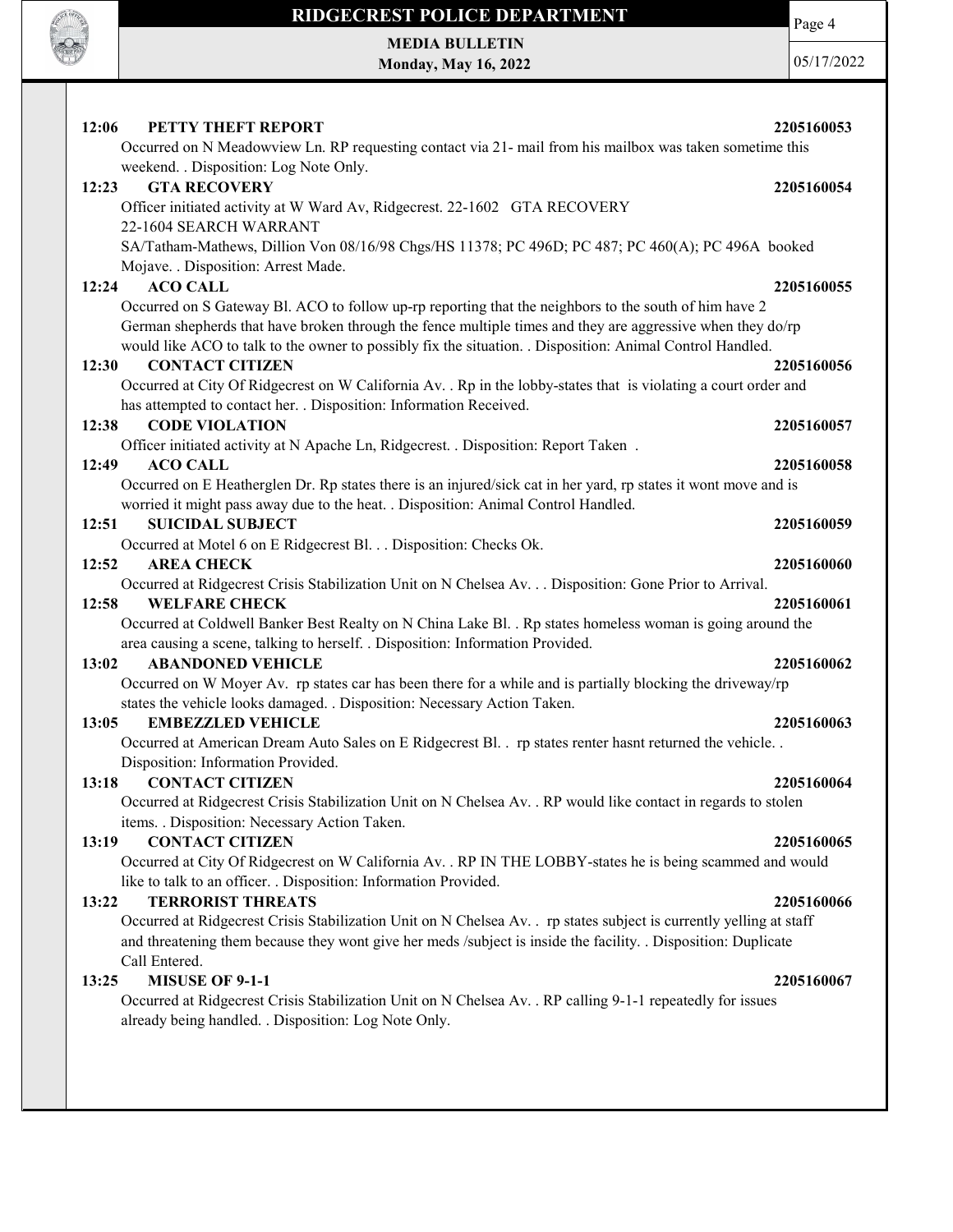**12:06 PETTY THEFT REPORT 2205160053**

Occurred on N Meadowview Ln. RP requesting contact via 21- mail from his mailbox was taken sometime this weekend. . Disposition: Log Note Only.

**12:23 GTA RECOVERY 2205160054**

Officer initiated activity at W Ward Av, Ridgecrest. 22-1602 GTA RECOVERY
22-1604 SEARCH WARRANT
SA/Tatham-Mathews, Dillion Von 08/16/98 Chgs/HS 11378; PC 496D; PC 487; PC 460(A); PC 496A booked Mojave. . Disposition: Arrest Made.

**12:24 ACO CALL 2205160055**

Occurred on S Gateway Bl. ACO to follow up-rp reporting that the neighbors to the south of him have 2 German shepherds that have broken through the fence multiple times and they are aggressive when they do/rp would like ACO to talk to the owner to possibly fix the situation. . Disposition: Animal Control Handled.

**12:30 CONTACT CITIZEN 2205160056**

Occurred at City Of Ridgecrest on W California Av. . Rp in the lobby-states that is violating a court order and has attempted to contact her. . Disposition: Information Received.

**12:38 CODE VIOLATION 2205160057**

Officer initiated activity at N Apache Ln, Ridgecrest. . Disposition: Report Taken .

**12:49 ACO CALL 2205160058**

Occurred on E Heatherglen Dr. Rp states there is an injured/sick cat in her yard, rp states it wont move and is worried it might pass away due to the heat. . Disposition: Animal Control Handled.

**12:51 SUICIDAL SUBJECT 2205160059**

Occurred at Motel 6 on E Ridgecrest Bl. . . Disposition: Checks Ok.

**12:52 AREA CHECK 2205160060**

Occurred at Ridgecrest Crisis Stabilization Unit on N Chelsea Av. . . Disposition: Gone Prior to Arrival.

**12:58 WELFARE CHECK 2205160061**

Occurred at Coldwell Banker Best Realty on N China Lake Bl. . Rp states homeless woman is going around the area causing a scene, talking to herself. . Disposition: Information Provided.

**13:02 ABANDONED VEHICLE 2205160062**

Occurred on W Moyer Av. rp states car has been there for a while and is partially blocking the driveway/rp states the vehicle looks damaged. . Disposition: Necessary Action Taken.

**13:05 EMBEZZLED VEHICLE 2205160063**

Occurred at American Dream Auto Sales on E Ridgecrest Bl. . rp states renter hasnt returned the vehicle. . Disposition: Information Provided.

**13:18 CONTACT CITIZEN 2205160064**

Occurred at Ridgecrest Crisis Stabilization Unit on N Chelsea Av. . RP would like contact in regards to stolen items. . Disposition: Necessary Action Taken.

**13:19 CONTACT CITIZEN 2205160065**

Occurred at City Of Ridgecrest on W California Av. . RP IN THE LOBBY-states he is being scammed and would like to talk to an officer. . Disposition: Information Provided.

**13:22 TERRORIST THREATS 2205160066**

Occurred at Ridgecrest Crisis Stabilization Unit on N Chelsea Av. . rp states subject is currently yelling at staff and threatening them because they wont give her meds /subject is inside the facility. . Disposition: Duplicate Call Entered.

**13:25 MISUSE OF 9-1-1 2205160067**

Occurred at Ridgecrest Crisis Stabilization Unit on N Chelsea Av. . RP calling 9-1-1 repeatedly for issues already being handled. . Disposition: Log Note Only.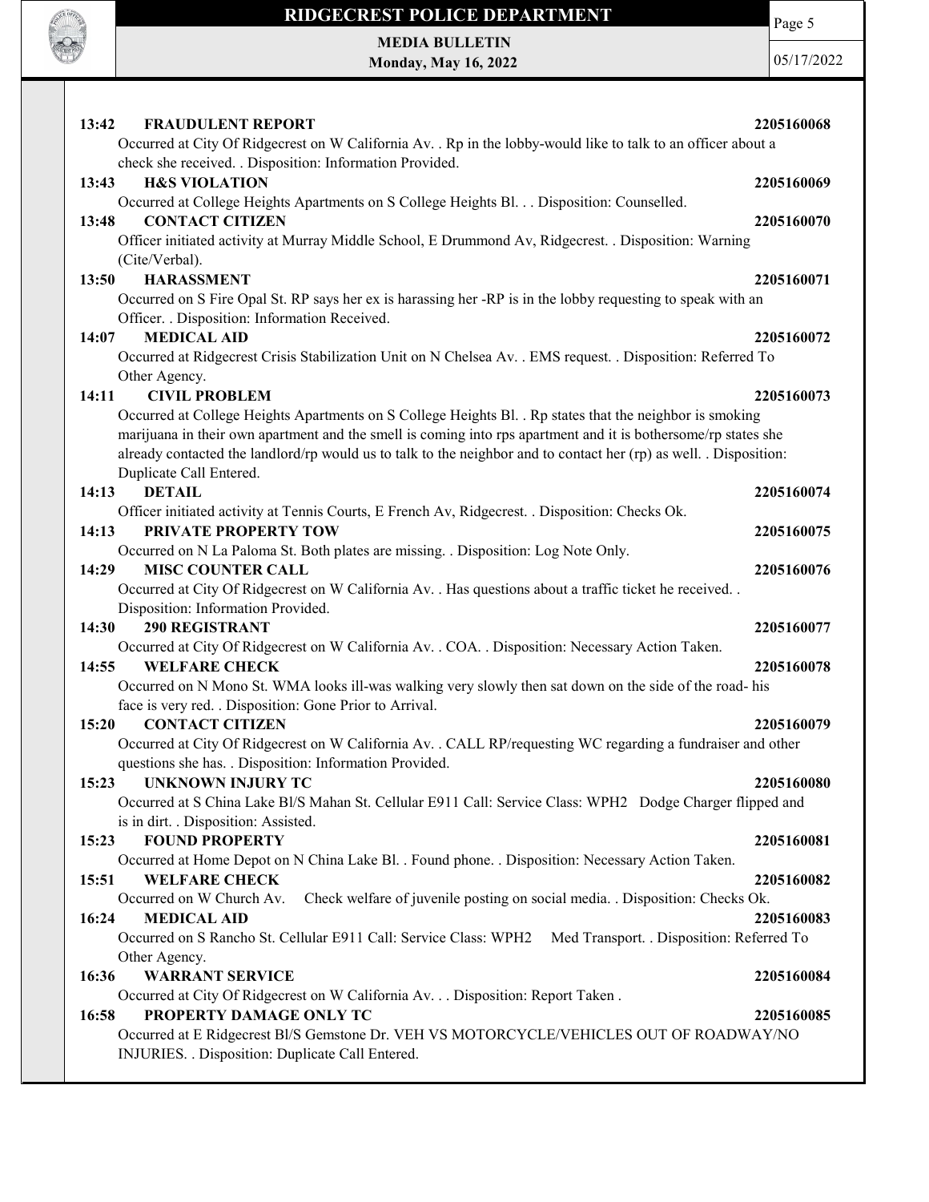**13:42 FRAUDULENT REPORT 2205160068**

Occurred at City Of Ridgecrest on W California Av. . Rp in the lobby-would like to talk to an officer about a check she received. . Disposition: Information Provided.

**13:43 H&S VIOLATION 2205160069**

Occurred at College Heights Apartments on S College Heights Bl. . . Disposition: Counselled.

**13:48 CONTACT CITIZEN 2205160070**

Officer initiated activity at Murray Middle School, E Drummond Av, Ridgecrest. . Disposition: Warning (Cite/Verbal).

**13:50 HARASSMENT 2205160071**

Occurred on S Fire Opal St. RP says her ex is harassing her -RP is in the lobby requesting to speak with an Officer. . Disposition: Information Received.

**14:07 MEDICAL AID 2205160072**

Occurred at Ridgecrest Crisis Stabilization Unit on N Chelsea Av. . EMS request. . Disposition: Referred To Other Agency.

**14:11 CIVIL PROBLEM 2205160073**

Occurred at College Heights Apartments on S College Heights Bl. . Rp states that the neighbor is smoking marijuana in their own apartment and the smell is coming into rps apartment and it is bothersome/rp states she already contacted the landlord/rp would us to talk to the neighbor and to contact her (rp) as well. . Disposition: Duplicate Call Entered.

**14:13 DETAIL 2205160074**

Officer initiated activity at Tennis Courts, E French Av, Ridgecrest. . Disposition: Checks Ok.

**14:13 PRIVATE PROPERTY TOW 2205160075**

Occurred on N La Paloma St. Both plates are missing. . Disposition: Log Note Only.

**14:29 MISC COUNTER CALL 2205160076**

Occurred at City Of Ridgecrest on W California Av. . Has questions about a traffic ticket he received. . Disposition: Information Provided.

**14:30 290 REGISTRANT 2205160077**

Occurred at City Of Ridgecrest on W California Av. . COA. . Disposition: Necessary Action Taken.

**14:55 WELFARE CHECK 2205160078**

Occurred on N Mono St. WMA looks ill-was walking very slowly then sat down on the side of the road- his face is very red. . Disposition: Gone Prior to Arrival.

**15:20 CONTACT CITIZEN 2205160079**

Occurred at City Of Ridgecrest on W California Av. . CALL RP/requesting WC regarding a fundraiser and other questions she has. . Disposition: Information Provided.

**15:23 UNKNOWN INJURY TC 2205160080**

Occurred at S China Lake Bl/S Mahan St. Cellular E911 Call: Service Class: WPH2 Dodge Charger flipped and is in dirt. . Disposition: Assisted.

**15:23 FOUND PROPERTY 2205160081**

Occurred at Home Depot on N China Lake Bl. . Found phone. . Disposition: Necessary Action Taken.

**15:51 WELFARE CHECK 2205160082**

Occurred on W Church Av. Check welfare of juvenile posting on social media. . Disposition: Checks Ok.

**16:24 MEDICAL AID 2205160083**

Occurred on S Rancho St. Cellular E911 Call: Service Class: WPH2 Med Transport. . Disposition: Referred To Other Agency.

**16:36 WARRANT SERVICE 2205160084**

Occurred at City Of Ridgecrest on W California Av. . . Disposition: Report Taken .

**16:58 PROPERTY DAMAGE ONLY TC 2205160085**

Occurred at E Ridgecrest Bl/S Gemstone Dr. VEH VS MOTORCYCLE/VEHICLES OUT OF ROADWAY/NO INJURIES. . Disposition: Duplicate Call Entered.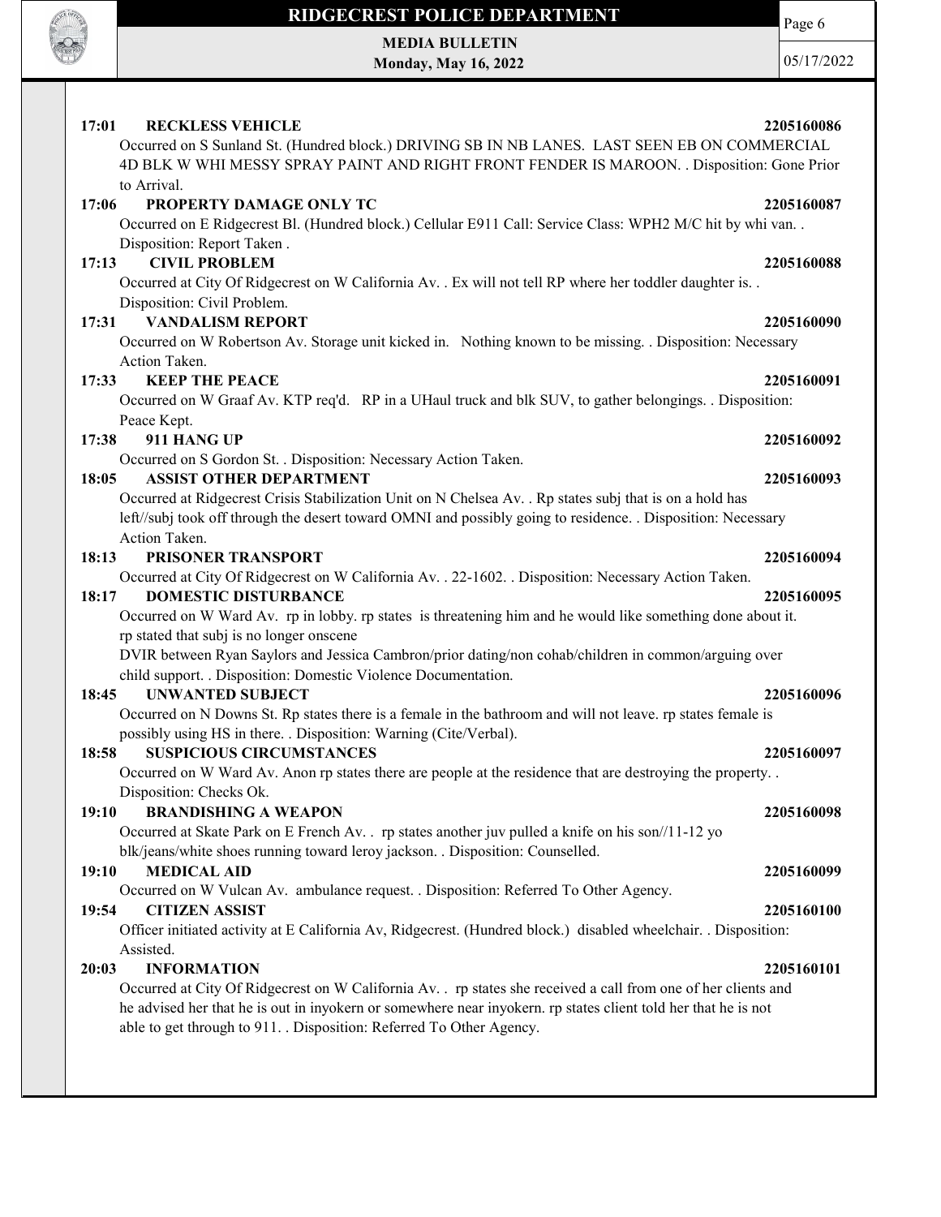**17:01 RECKLESS VEHICLE 2205160086**

Occurred on S Sunland St. (Hundred block.) DRIVING SB IN NB LANES. LAST SEEN EB ON COMMERCIAL 4D BLK W WHI MESSY SPRAY PAINT AND RIGHT FRONT FENDER IS MAROON. . Disposition: Gone Prior to Arrival.

**17:06 PROPERTY DAMAGE ONLY TC 2205160087**

Occurred on E Ridgecrest Bl. (Hundred block.) Cellular E911 Call: Service Class: WPH2 M/C hit by whi van. . Disposition: Report Taken .

**17:13 CIVIL PROBLEM 2205160088**

Occurred at City Of Ridgecrest on W California Av. . Ex will not tell RP where her toddler daughter is. . Disposition: Civil Problem.

**17:31 VANDALISM REPORT 2205160090**

Occurred on W Robertson Av. Storage unit kicked in. Nothing known to be missing. . Disposition: Necessary Action Taken.

**17:33 KEEP THE PEACE 2205160091**

Occurred on W Graaf Av. KTP req'd. RP in a UHaul truck and blk SUV, to gather belongings. . Disposition: Peace Kept.

**17:38 911 HANG UP 2205160092**

Occurred on S Gordon St. . Disposition: Necessary Action Taken.

**18:05 ASSIST OTHER DEPARTMENT 2205160093**

Occurred at Ridgecrest Crisis Stabilization Unit on N Chelsea Av. . Rp states subj that is on a hold has left//subj took off through the desert toward OMNI and possibly going to residence. . Disposition: Necessary Action Taken.

**18:13 PRISONER TRANSPORT 2205160094**

Occurred at City Of Ridgecrest on W California Av. . 22-1602. . Disposition: Necessary Action Taken.

**18:17 DOMESTIC DISTURBANCE 2205160095**

Occurred on W Ward Av. rp in lobby. rp states is threatening him and he would like something done about it. rp stated that subj is no longer onscene

DVIR between Ryan Saylors and Jessica Cambron/prior dating/non cohab/children in common/arguing over child support. . Disposition: Domestic Violence Documentation.

**18:45 UNWANTED SUBJECT 2205160096**

Occurred on N Downs St. Rp states there is a female in the bathroom and will not leave. rp states female is possibly using HS in there. . Disposition: Warning (Cite/Verbal).

**18:58 SUSPICIOUS CIRCUMSTANCES 2205160097**

Occurred on W Ward Av. Anon rp states there are people at the residence that are destroying the property. . Disposition: Checks Ok.

**19:10 BRANDISHING A WEAPON 2205160098**

Occurred at Skate Park on E French Av. . rp states another juv pulled a knife on his son//11-12 yo blk/jeans/white shoes running toward leroy jackson. . Disposition: Counselled.

**19:10 MEDICAL AID 2205160099**

Occurred on W Vulcan Av. ambulance request. . Disposition: Referred To Other Agency.

**19:54 CITIZEN ASSIST 2205160100**

Officer initiated activity at E California Av, Ridgecrest. (Hundred block.) disabled wheelchair. . Disposition: Assisted.

**20:03 INFORMATION 2205160101**

Occurred at City Of Ridgecrest on W California Av. . rp states she received a call from one of her clients and he advised her that he is out in inyokern or somewhere near inyokern. rp states client told her that he is not able to get through to 911. . Disposition: Referred To Other Agency.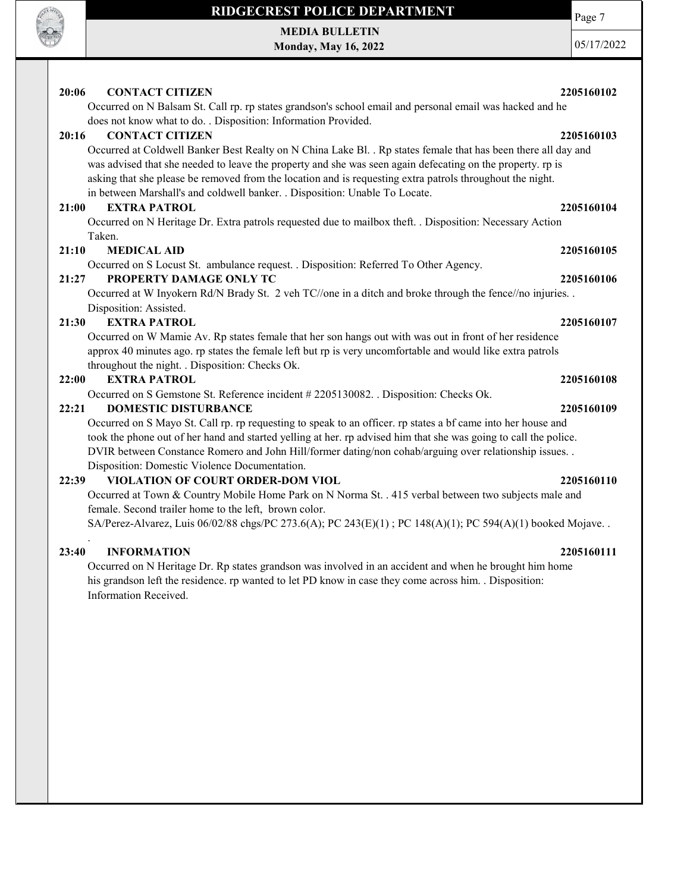**20:06 CONTACT CITIZEN** **2205160102**

Occurred on N Balsam St. Call rp. rp states grandson's school email and personal email was hacked and he does not know what to do. . Disposition: Information Provided.

**20:16 CONTACT CITIZEN** **2205160103**

Occurred at Coldwell Banker Best Realty on N China Lake Bl. . Rp states female that has been there all day and was advised that she needed to leave the property and she was seen again defecating on the property. rp is asking that she please be removed from the location and is requesting extra patrols throughout the night. in between Marshall's and coldwell banker. . Disposition: Unable To Locate.

**21:00 EXTRA PATROL** **2205160104**

Occurred on N Heritage Dr. Extra patrols requested due to mailbox theft. . Disposition: Necessary Action Taken.

**21:10 MEDICAL AID** **2205160105**

Occurred on S Locust St. ambulance request. . Disposition: Referred To Other Agency.

**21:27 PROPERTY DAMAGE ONLY TC** **2205160106**

Occurred at W Inyokern Rd/N Brady St. 2 veh TC//one in a ditch and broke through the fence//no injuries. . Disposition: Assisted.

**21:30 EXTRA PATROL** **2205160107**

Occurred on W Mamie Av. Rp states female that her son hangs out with was out in front of her residence approx 40 minutes ago. rp states the female left but rp is very uncomfortable and would like extra patrols throughout the night. . Disposition: Checks Ok.

**22:00 EXTRA PATROL** **2205160108**

Occurred on S Gemstone St. Reference incident # 2205130082. . Disposition: Checks Ok.

**22:21 DOMESTIC DISTURBANCE** **2205160109**

Occurred on S Mayo St. Call rp. rp requesting to speak to an officer. rp states a bf came into her house and took the phone out of her hand and started yelling at her. rp advised him that she was going to call the police. DVIR between Constance Romero and John Hill/former dating/non cohab/arguing over relationship issues. . Disposition: Domestic Violence Documentation.

**22:39 VIOLATION OF COURT ORDER-DOM VIOL** **2205160110**

Occurred at Town & Country Mobile Home Park on N Norma St. . 415 verbal between two subjects male and female. Second trailer home to the left, brown color.

SA/Perez-Alvarez, Luis 06/02/88 chgs/PC 273.6(A); PC 243(E)(1) ; PC 148(A)(1); PC 594(A)(1) booked Mojave. .

.

**23:40 INFORMATION** **2205160111**

Occurred on N Heritage Dr. Rp states grandson was involved in an accident and when he brought him home his grandson left the residence. rp wanted to let PD know in case they come across him. . Disposition: Information Received.